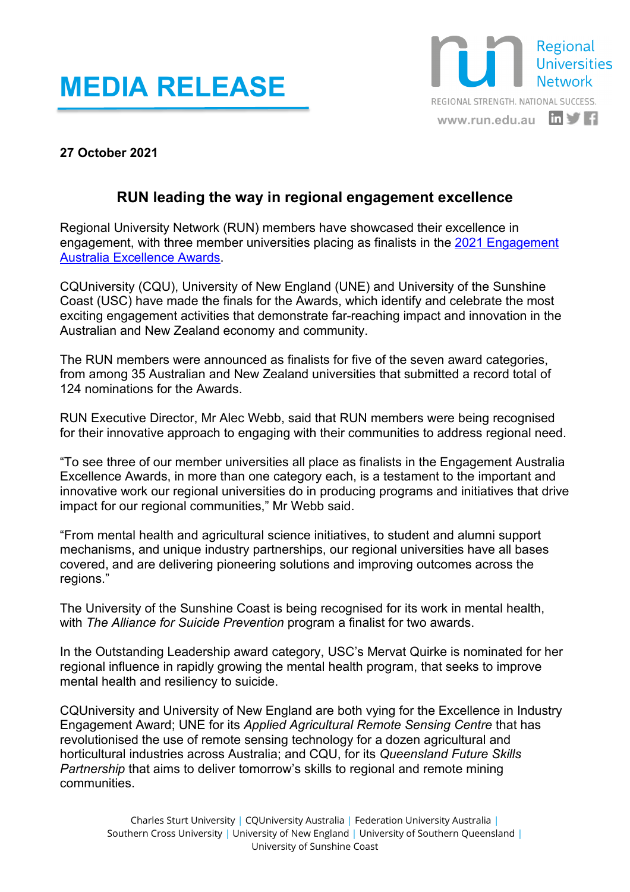# MEDIA RELEASE

Regional Universities Network

REGIONAL STRENGTH. NATIONAL SUCCESS.

www.run.edu.au

**27 October 2021**

## RUN leading the way in regional engagement excellence

Regional University Network (RUN) members have showcased their excellence in engagement, with three member universities placing as finalists in the 2021 Engagement Australia Excellence Awards.

CQUniversity (CQU), University of New England (UNE) and University of the Sunshine Coast (USC) have made the finals for the Awards, which identify and celebrate the most exciting engagement activities that demonstrate far-reaching impact and innovation in the Australian and New Zealand economy and community.

The RUN members were announced as finalists for five of the seven award categories, from among 35 Australian and New Zealand universities that submitted a record total of 124 nominations for the Awards.

RUN Executive Director, Mr Alec Webb, said that RUN members were being recognised for their innovative approach to engaging with their communities to address regional need.

"To see three of our member universities all place as finalists in the Engagement Australia Excellence Awards, in more than one category each, is a testament to the important and innovative work our regional universities do in producing programs and initiatives that drive impact for our regional communities," Mr Webb said.

"From mental health and agricultural science initiatives, to student and alumni support mechanisms, and unique industry partnerships, our regional universities have all bases covered, and are delivering pioneering solutions and improving outcomes across the regions."

The University of the Sunshine Coast is being recognised for its work in mental health, with *The Alliance for Suicide Prevention* program a finalist for two awards.

In the Outstanding Leadership award category, USC's Mervat Quirke is nominated for her regional influence in rapidly growing the mental health program, that seeks to improve mental health and resiliency to suicide.

CQUniversity and University of New England are both vying for the Excellence in Industry Engagement Award; UNE for its *Applied Agricultural Remote Sensing Centre* that has revolutionised the use of remote sensing technology for a dozen agricultural and horticultural industries across Australia; and CQU, for its *Queensland Future Skills Partnership* that aims to deliver tomorrow's skills to regional and remote mining communities.

Charles Sturt University | CQUniversity Australia | Federation University Australia | Southern Cross University | University of New England | University of Southern Queensland | University of Sunshine Coast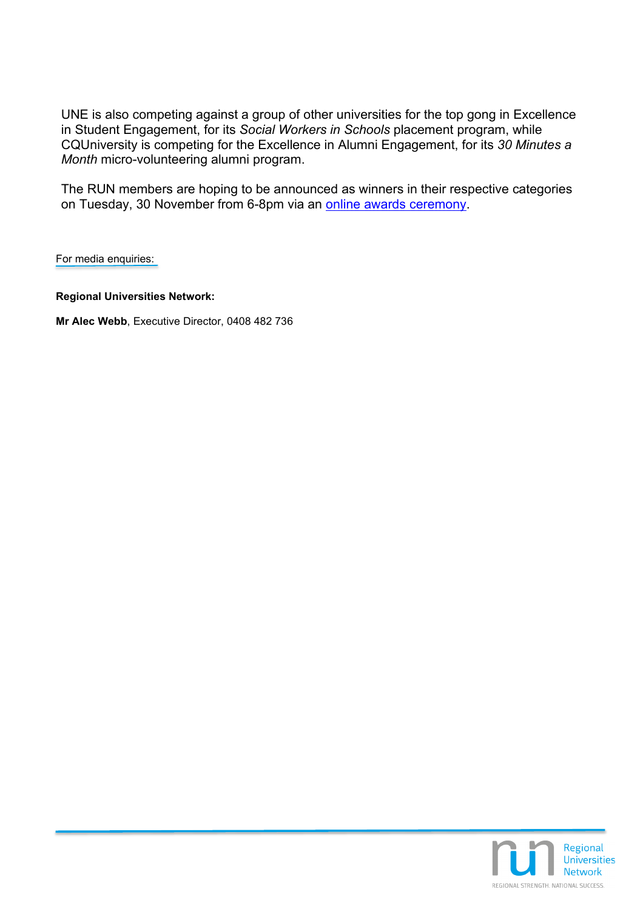UNE is also competing against a group of other universities for the top gong in Excellence in Student Engagement, for its *Social Workers in Schools* placement program, while CQUniversity is competing for the Excellence in Alumni Engagement, for its *30 Minutes a Month* micro-volunteering alumni program.

The RUN members are hoping to be announced as winners in their respective categories on Tuesday, 30 November from 6-8pm via an online awards ceremony.

For media enquiries:

**Regional Universities Network:**

**Mr Alec Webb**, Executive Director, 0408 482 736